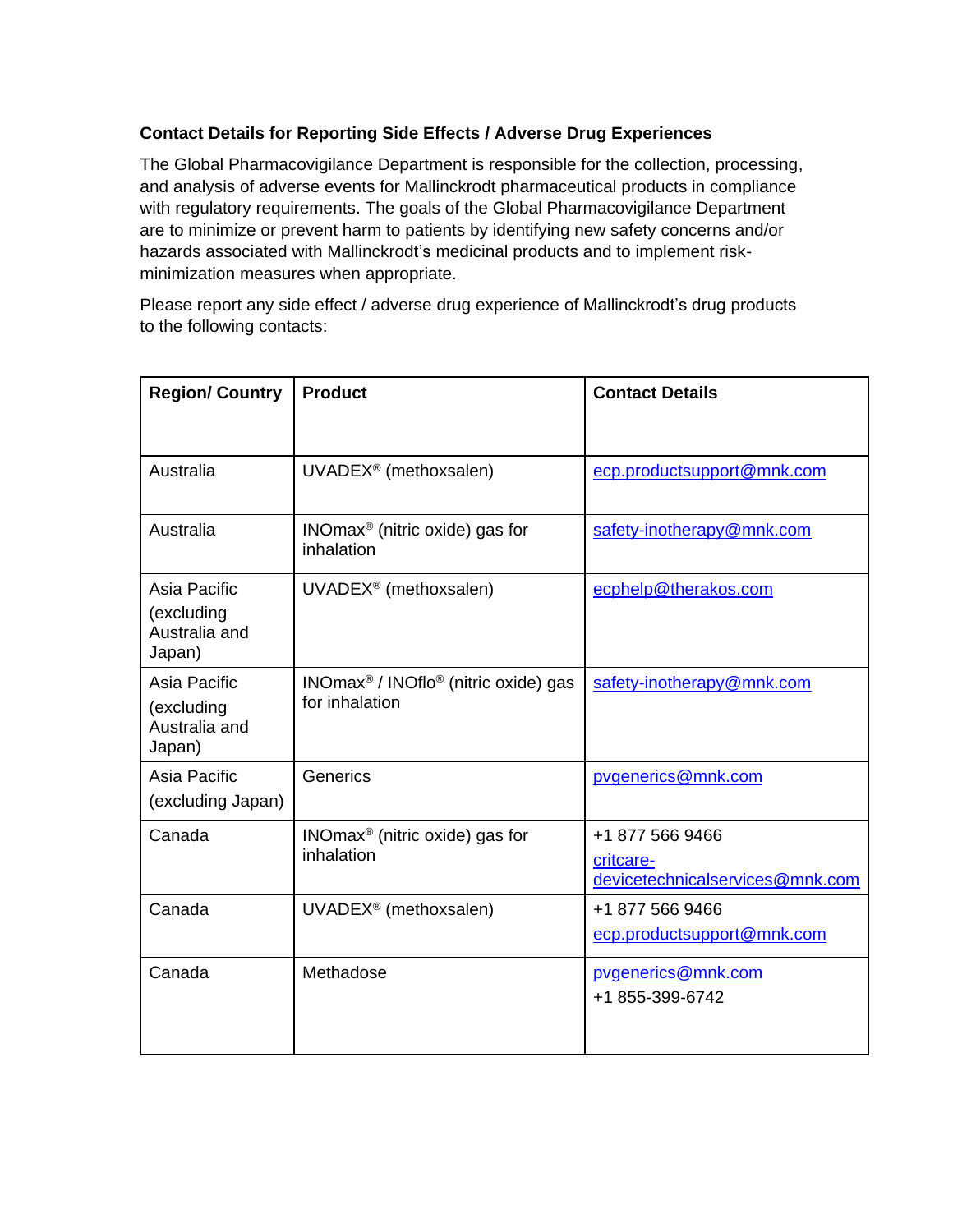### Contact Details for Reporting Side Effects / Adverse Drug Experiences

The Global Pharmacovigilance Department is responsible for the collection, processing, and analysis of adverse events for Mallinckrodt pharmaceutical products in compliance with regulatory requirements. The goals of the Global Pharmacovigilance Department are to minimize or prevent harm to patients by identifying new safety concerns and/or hazards associated with Mallinckrodt's medicinal products and to implement risk-minimization measures when appropriate.

Please report any side effect / adverse drug experience of Mallinckrodt's drug products to the following contacts:

| Region/ Country | Product | Contact Details |
|---|---|---|
| Australia | UVADEX® (methoxsalen) | ecp.productsupport@mnk.com |
| Australia | INOmax® (nitric oxide) gas for inhalation | safety-inotherapy@mnk.com |
| Asia Pacific (excluding Australia and Japan) | UVADEX® (methoxsalen) | ecphelp@therakos.com |
| Asia Pacific (excluding Australia and Japan) | INOmax® / INOflo® (nitric oxide) gas for inhalation | safety-inotherapy@mnk.com |
| Asia Pacific (excluding Japan) | Generics | pvgenerics@mnk.com |
| Canada | INOmax® (nitric oxide) gas for inhalation | +1 877 566 9466<br>critcare-devicetechnicalservices@mnk.com |
| Canada | UVADEX® (methoxsalen) | +1 877 566 9466<br>ecp.productsupport@mnk.com |
| Canada | Methadose | pvgenerics@mnk.com<br>+1 855-399-6742 |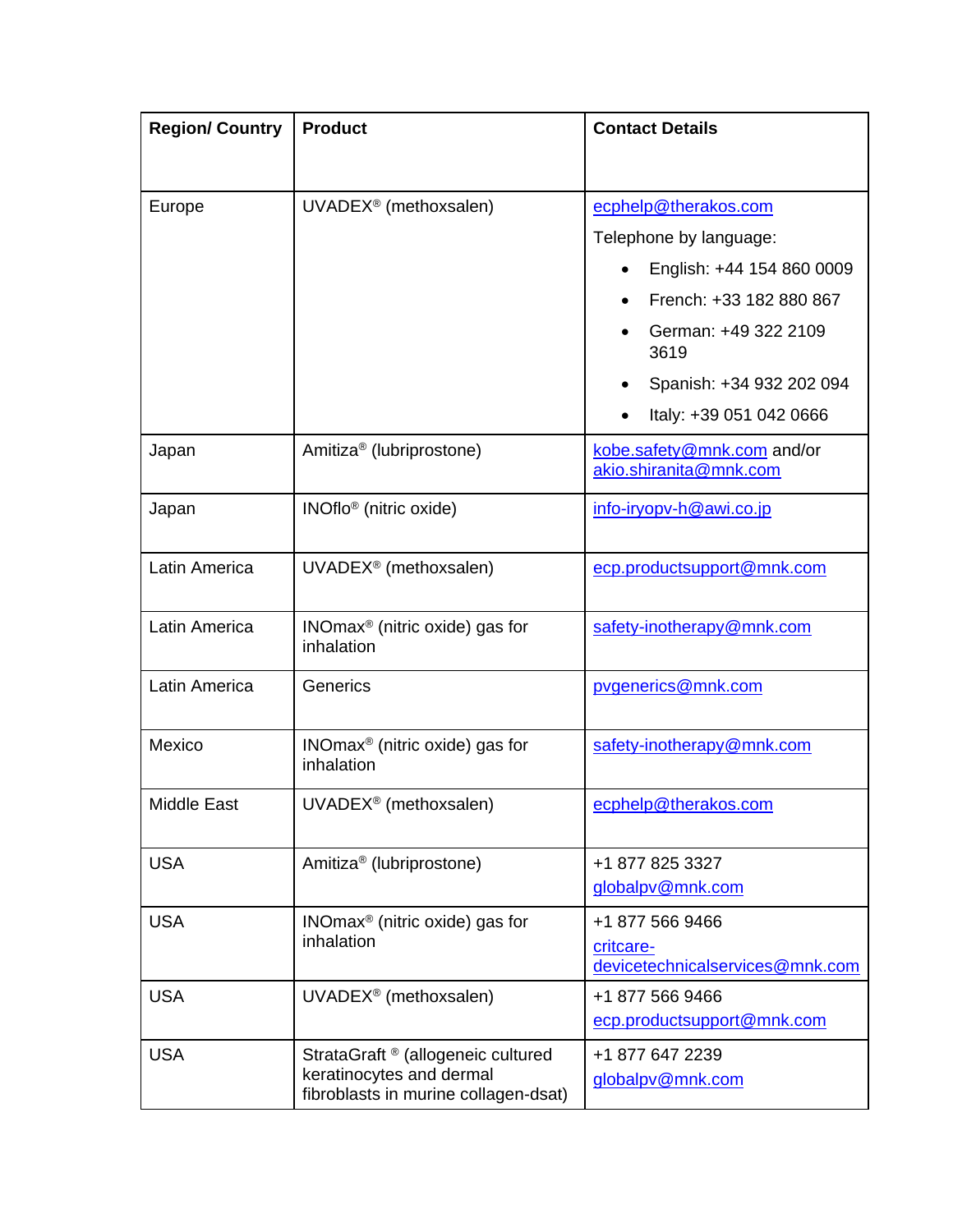| Region/ Country | Product | Contact Details |
|---|---|---|
| Europe | UVADEX® (methoxsalen) | ecphelp@therakos.com<br>Telephone by language:<br>• English: +44 154 860 0009<br>• French: +33 182 880 867<br>• German: +49 322 2109 3619<br>• Spanish: +34 932 202 094<br>• Italy: +39 051 042 0666 |
| Japan | Amitiza® (lubiprostone) | kobe.safety@mnk.com and/or akio.shiranita@mnk.com |
| Japan | INOflo® (nitric oxide) | info-iryopv-h@awi.co.jp |
| Latin America | UVADEX® (methoxsalen) | ecp.productsupport@mnk.com |
| Latin America | INOmax® (nitric oxide) gas for inhalation | safety-inotherapy@mnk.com |
| Latin America | Generics | pvgenerics@mnk.com |
| Mexico | INOmax® (nitric oxide) gas for inhalation | safety-inotherapy@mnk.com |
| Middle East | UVADEX® (methoxsalen) | ecphelp@therakos.com |
| USA | Amitiza® (lubiprostone) | +1 877 825 3327<br>globalpv@mnk.com |
| USA | INOmax® (nitric oxide) gas for inhalation | +1 877 566 9466<br>critcare-devicetechnicalservices@mnk.com |
| USA | UVADEX® (methoxsalen) | +1 877 566 9466<br>ecp.productsupport@mnk.com |
| USA | StrataGraft ® (allogeneic cultured keratinocytes and dermal fibroblasts in murine collagen-dsat) | +1 877 647 2239<br>globalpv@mnk.com |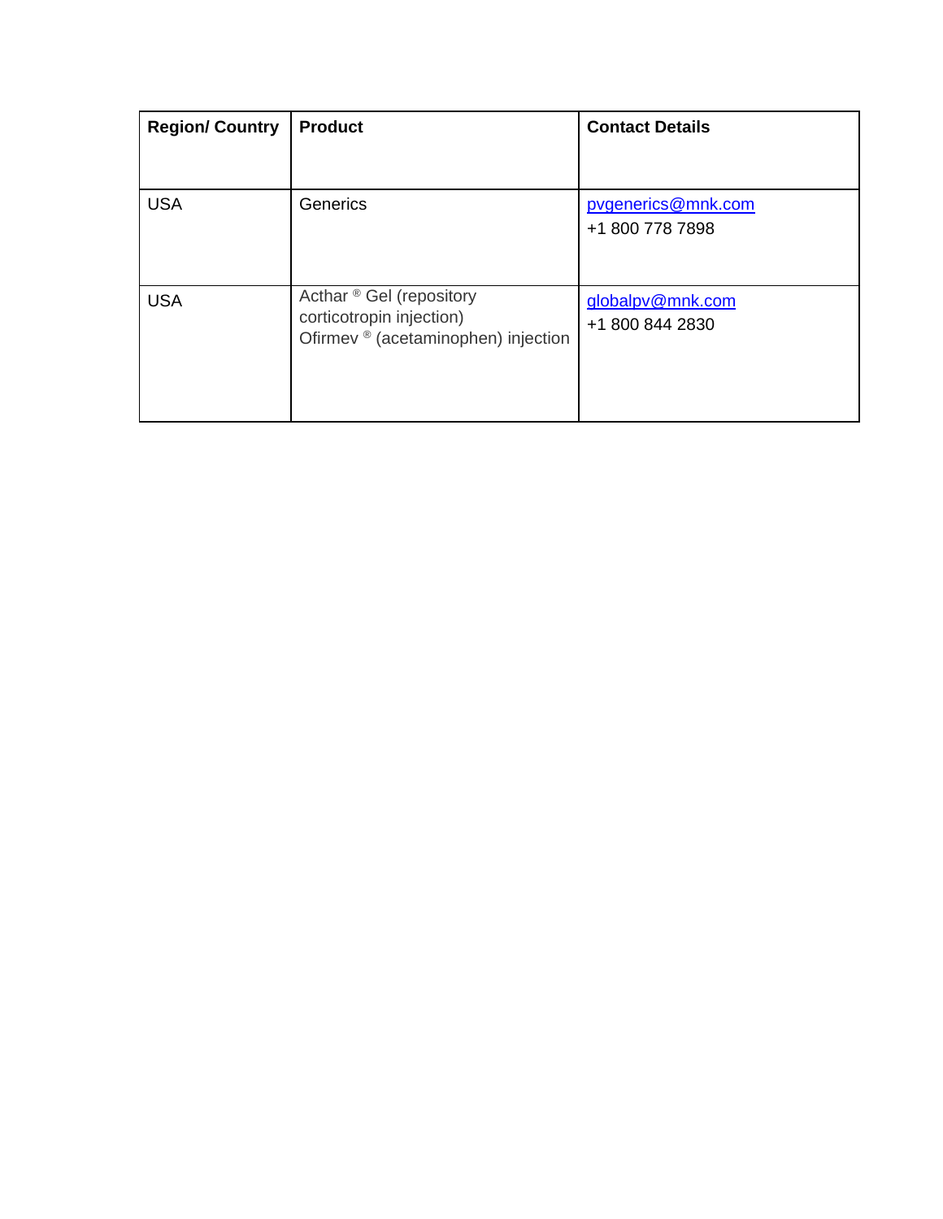| Region/ Country | Product | Contact Details |
|---|---|---|
| USA | Generics | pvgenerics@mnk.com<br>+1 800 778 7898 |
| USA | Acthar ® Gel (repository corticotropin injection)<br>Ofirmev ® (acetaminophen) injection | globalpv@mnk.com<br>+1 800 844 2830 |